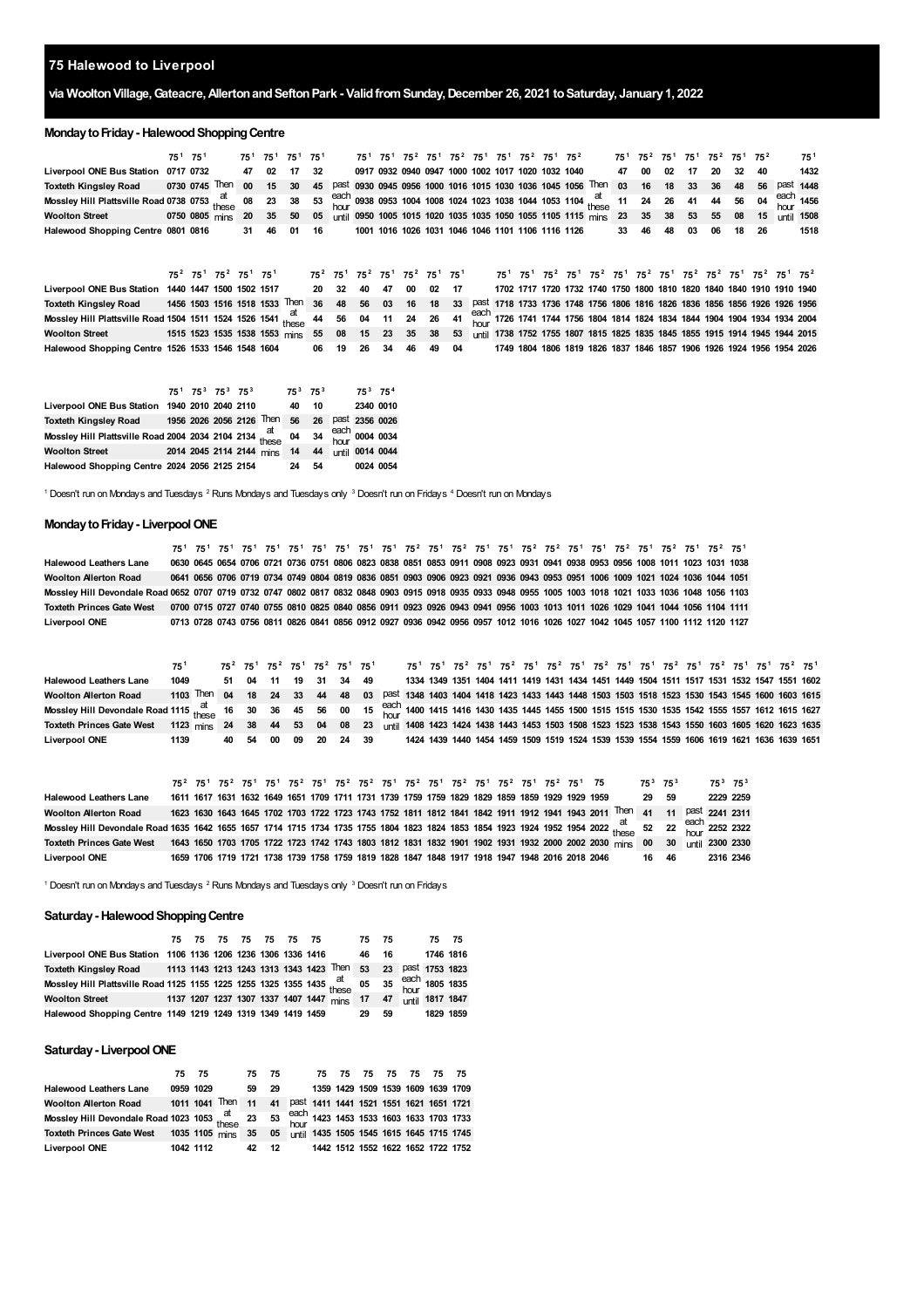# 75 Halewood to Liverpool

## via Woolton Village, Gateacre, Allerton and Sefton Park - Valid from Sunday, December 26, 2021 to Saturday, January 1, 2022

### Monday to Friday - Halewood Shopping Centre

| | 75[1] | 75[1] | | 75[1] | 75[1] | 75[1] | 75[1] | | 75[1] | 75[1] | 75[2] | 75[1] | 75[2] | 75[1] | 75[1] | 75[2] | 75[1] | 75[2] | | 75[1] | 75[2] | 75[1] | 75[1] | 75[2] | 75[1] | 75[2] | | 75[1] |
|---|---|---|---|---|---|---|---|---|---|---|---|---|---|---|---|---|---|---|---|---|---|---|---|---|---|---|---|---|
| Liverpool ONE Bus Station | 0717 | 0732 | Then at these mins | 47 | 02 | 17 | 32 | past each hour until | 0917 | 0932 | 0940 | 0947 | 1000 | 1002 | 1017 | 1020 | 1032 | 1040 | Then at these mins | 47 | 00 | 02 | 17 | 20 | 32 | 40 | past each hour until | 1432 |
| Toxteth Kingsley Road | 0730 | 0745 | | 00 | 15 | 30 | 45 | | 0930 | 0945 | 0956 | 1000 | 1016 | 1015 | 1030 | 1036 | 1045 | 1056 | | 03 | 16 | 18 | 33 | 36 | 48 | 56 | | 1448 |
| Mossley Hill Plattsville Road | 0738 | 0753 | | 08 | 23 | 38 | 53 | | 0938 | 0953 | 1004 | 1008 | 1024 | 1023 | 1038 | 1044 | 1053 | 1104 | | 11 | 24 | 26 | 41 | 44 | 56 | 04 | | 1456 |
| Woolton Street | 0750 | 0805 | | 20 | 35 | 50 | 05 | | 0950 | 1005 | 1015 | 1020 | 1035 | 1035 | 1050 | 1055 | 1105 | 1115 | | 23 | 35 | 38 | 53 | 55 | 08 | 15 | | 1508 |
| Halewood Shopping Centre | 0801 | 0816 | | 31 | 46 | 01 | 16 | | 1001 | 1016 | 1026 | 1031 | 1046 | 1046 | 1101 | 1106 | 1116 | 1126 | | 33 | 46 | 48 | 03 | 06 | 18 | 26 | | 1518 |

| | 75[2] | 75[1] | 75[2] | 75[1] | 75[1] | | 75[2] | 75[1] | 75[2] | 75[1] | 75[2] | 75[1] | 75[1] | | 75[1] | 75[1] | 75[2] | 75[1] | 75[2] | 75[1] | 75[2] | 75[1] | 75[2] | 75[2] | 75[1] | 75[2] | 75[1] | 75[2] |
|---|---|---|---|---|---|---|---|---|---|---|---|---|---|---|---|---|---|---|---|---|---|---|---|---|---|---|---|---|
| Liverpool ONE Bus Station | 1440 | 1447 | 1500 | 1502 | 1517 | Then at these mins | 20 | 32 | 40 | 47 | 00 | 02 | 17 | past each hour until | 1702 | 1717 | 1720 | 1732 | 1740 | 1750 | 1800 | 1810 | 1820 | 1840 | 1840 | 1910 | 1910 | 1940 |
| Toxteth Kingsley Road | 1456 | 1503 | 1516 | 1518 | 1533 | | 36 | 48 | 56 | 03 | 16 | 18 | 33 | | 1718 | 1733 | 1736 | 1748 | 1756 | 1806 | 1816 | 1826 | 1836 | 1856 | 1856 | 1926 | 1926 | 1956 |
| Mossley Hill Plattsville Road | 1504 | 1511 | 1524 | 1526 | 1541 | | 44 | 56 | 04 | 11 | 24 | 26 | 41 | | 1726 | 1741 | 1744 | 1756 | 1804 | 1814 | 1824 | 1834 | 1844 | 1904 | 1904 | 1934 | 1934 | 2004 |
| Woolton Street | 1515 | 1523 | 1535 | 1538 | 1553 | | 55 | 08 | 15 | 23 | 35 | 38 | 53 | | 1738 | 1752 | 1755 | 1807 | 1815 | 1825 | 1835 | 1845 | 1855 | 1915 | 1914 | 1945 | 1944 | 2015 |
| Halewood Shopping Centre | 1526 | 1533 | 1546 | 1548 | 1604 | | 06 | 19 | 26 | 34 | 46 | 49 | 04 | | 1749 | 1804 | 1806 | 1819 | 1826 | 1837 | 1846 | 1857 | 1906 | 1926 | 1924 | 1956 | 1954 | 2026 |

| | 75[1] | 75[3] | 75[3] | 75[3] | | 75[3] | 75[3] | | 75[3] | 75[4] |
|---|---|---|---|---|---|---|---|---|---|---|
| Liverpool ONE Bus Station | 1940 | 2010 | 2040 | 2110 | Then at these mins | 40 | 10 | past each hour until | 2340 | 0010 |
| Toxteth Kingsley Road | 1956 | 2026 | 2056 | 2126 | | 56 | 26 | | 2356 | 0026 |
| Mossley Hill Plattsville Road | 2004 | 2034 | 2104 | 2134 | | 04 | 34 | | 0004 | 0034 |
| Woolton Street | 2014 | 2045 | 2114 | 2144 | | 14 | 44 | | 0014 | 0044 |
| Halewood Shopping Centre | 2024 | 2056 | 2125 | 2154 | | 24 | 54 | | 0024 | 0054 |

[1] Doesn't run on Mondays and Tuesdays [2] Runs Mondays and Tuesdays only [3] Doesn't run on Fridays [4] Doesn't run on Mondays

### Monday to Friday - Liverpool ONE

| | 75[1] | 75[1] | 75[1] | 75[1] | 75[1] | 75[1] | 75[1] | 75[1] | 75[1] | 75[1] | 75[1] | 75[2] | 75[1] | 75[2] | 75[1] | 75[1] | 75[2] | 75[2] | 75[1] | 75[1] | 75[2] | 75[1] | 75[2] | 75[1] | 75[2] | 75[1] |
|---|---|---|---|---|---|---|---|---|---|---|---|---|---|---|---|---|---|---|---|---|---|---|---|---|---|---|
| Halewood Leathers Lane | 0630 | 0645 | 0654 | 0706 | 0721 | 0736 | 0751 | 0806 | 0823 | 0838 | 0851 | 0853 | 0911 | 0908 | 0923 | 0931 | 0941 | 0938 | 0953 | 0956 | 1008 | 1011 | 1023 | 1031 | 1038 | |
| Woolton Allerton Road | 0641 | 0656 | 0706 | 0719 | 0734 | 0749 | 0804 | 0819 | 0836 | 0851 | 0903 | 0906 | 0923 | 0921 | 0936 | 0943 | 0953 | 0951 | 1006 | 1009 | 1021 | 1024 | 1036 | 1044 | 1051 | |
| Mossley Hill Devondale Road | 0652 | 0707 | 0719 | 0732 | 0747 | 0802 | 0817 | 0832 | 0848 | 0903 | 0915 | 0918 | 0935 | 0933 | 0948 | 0955 | 1005 | 1003 | 1018 | 1021 | 1033 | 1036 | 1048 | 1056 | 1103 | |
| Toxteth Princes Gate West | 0700 | 0715 | 0727 | 0740 | 0755 | 0810 | 0825 | 0840 | 0856 | 0911 | 0923 | 0926 | 0943 | 0941 | 0956 | 1003 | 1013 | 1011 | 1026 | 1029 | 1041 | 1044 | 1056 | 1104 | 1111 | |
| Liverpool ONE | 0713 | 0728 | 0743 | 0756 | 0811 | 0826 | 0841 | 0856 | 0912 | 0927 | 0936 | 0942 | 0956 | 0957 | 1012 | 1016 | 1026 | 1027 | 1042 | 1045 | 1057 | 1100 | 1112 | 1120 | 1127 | |

| | 75[1] | | 75[2] | 75[1] | 75[2] | 75[1] | 75[2] | 75[1] | 75[1] | | 75[1] | 75[1] | 75[2] | 75[1] | 75[2] | 75[1] | 75[2] | 75[1] | 75[2] | 75[1] | 75[1] | 75[2] | 75[1] | 75[2] | 75[1] | 75[1] | 75[2] | 75[1] |
|---|---|---|---|---|---|---|---|---|---|---|---|---|---|---|---|---|---|---|---|---|---|---|---|---|---|---|---|---|
| Halewood Leathers Lane | 1049 | Then at these mins | 51 | 04 | 11 | 19 | 31 | 34 | 49 | past each hour until | 1334 | 1349 | 1351 | 1404 | 1411 | 1419 | 1431 | 1434 | 1451 | 1449 | 1504 | 1511 | 1517 | 1531 | 1532 | 1547 | 1551 | 1602 |
| Woolton Allerton Road | 1103 | | 04 | 18 | 24 | 33 | 44 | 48 | 03 | | 1348 | 1403 | 1404 | 1418 | 1423 | 1433 | 1443 | 1448 | 1503 | 1503 | 1518 | 1523 | 1530 | 1543 | 1545 | 1600 | 1603 | 1615 |
| Mossley Hill Devondale Road | 1115 | | 16 | 30 | 36 | 45 | 56 | 00 | 15 | | 1400 | 1415 | 1416 | 1430 | 1435 | 1445 | 1455 | 1500 | 1515 | 1515 | 1530 | 1535 | 1542 | 1555 | 1557 | 1612 | 1615 | 1627 |
| Toxteth Princes Gate West | 1123 | | 24 | 38 | 44 | 53 | 04 | 08 | 23 | | 1408 | 1423 | 1424 | 1438 | 1443 | 1453 | 1503 | 1508 | 1523 | 1523 | 1538 | 1543 | 1550 | 1603 | 1605 | 1620 | 1623 | 1635 |
| Liverpool ONE | 1139 | | 40 | 54 | 00 | 09 | 20 | 24 | 39 | | 1424 | 1439 | 1440 | 1454 | 1459 | 1509 | 1519 | 1524 | 1539 | 1539 | 1554 | 1559 | 1606 | 1619 | 1621 | 1636 | 1639 | 1651 |

| | 75[2] | 75[1] | 75[2] | 75[1] | 75[1] | 75[2] | 75[1] | 75[2] | 75[2] | 75[1] | 75[2] | 75[1] | 75[2] | 75[1] | 75[2] | 75[1] | 75[2] | 75[1] | 75 | | 75[3] | 75[3] | | 75[3] | 75[3] |
|---|---|---|---|---|---|---|---|---|---|---|---|---|---|---|---|---|---|---|---|---|---|---|---|---|---|
| Halewood Leathers Lane | 1611 | 1617 | 1631 | 1632 | 1649 | 1651 | 1709 | 1711 | 1731 | 1739 | 1759 | 1759 | 1829 | 1829 | 1859 | 1859 | 1929 | 1929 | 1959 | Then at these mins | 29 | 59 | past each hour until | 2229 | 2259 |
| Woolton Allerton Road | 1623 | 1630 | 1643 | 1645 | 1702 | 1703 | 1722 | 1723 | 1743 | 1752 | 1811 | 1812 | 1841 | 1842 | 1911 | 1912 | 1941 | 1943 | 2011 | | 41 | 11 | | 2241 | 2311 |
| Mossley Hill Devondale Road | 1635 | 1642 | 1655 | 1657 | 1714 | 1715 | 1734 | 1735 | 1755 | 1804 | 1823 | 1824 | 1853 | 1854 | 1923 | 1924 | 1952 | 1954 | 2022 | | 52 | 22 | | 2252 | 2322 |
| Toxteth Princes Gate West | 1643 | 1650 | 1703 | 1705 | 1722 | 1723 | 1742 | 1743 | 1803 | 1812 | 1831 | 1832 | 1901 | 1902 | 1931 | 1932 | 2000 | 2002 | 2030 | | 00 | 30 | | 2300 | 2330 |
| Liverpool ONE | 1659 | 1706 | 1719 | 1721 | 1738 | 1739 | 1758 | 1759 | 1819 | 1828 | 1847 | 1848 | 1917 | 1918 | 1947 | 1948 | 2016 | 2018 | 2046 | | 16 | 46 | | 2316 | 2346 |

[1] Doesn't run on Mondays and Tuesdays [2] Runs Mondays and Tuesdays only [3] Doesn't run on Fridays

### Saturday - Halewood Shopping Centre

| | 75 | 75 | 75 | 75 | 75 | 75 | 75 | | 75 | 75 | | 75 | 75 |
|---|---|---|---|---|---|---|---|---|---|---|---|---|---|
| Liverpool ONE Bus Station | 1106 | 1136 | 1206 | 1236 | 1306 | 1336 | 1416 | Then at these mins | 46 | 16 | past each hour until | 1746 | 1816 |
| Toxteth Kingsley Road | 1113 | 1143 | 1213 | 1243 | 1313 | 1343 | 1423 | | 53 | 23 | | 1753 | 1823 |
| Mossley Hill Plattsville Road | 1125 | 1155 | 1225 | 1255 | 1325 | 1355 | 1435 | | 05 | 35 | | 1805 | 1835 |
| Woolton Street | 1137 | 1207 | 1237 | 1307 | 1337 | 1407 | 1447 | | 17 | 47 | | 1817 | 1847 |
| Halewood Shopping Centre | 1149 | 1219 | 1249 | 1319 | 1349 | 1419 | 1459 | | 29 | 59 | | 1829 | 1859 |

### Saturday - Liverpool ONE

| | 75 | 75 | | 75 | 75 | | 75 | 75 | 75 | 75 | 75 | 75 | 75 |
|---|---|---|---|---|---|---|---|---|---|---|---|---|---|
| Halewood Leathers Lane | 0959 | 1029 | Then at these mins | 59 | 29 | past each hour until | 1359 | 1429 | 1509 | 1539 | 1609 | 1639 | 1709 |
| Woolton Allerton Road | 1011 | 1041 | | 11 | 41 | | 1411 | 1441 | 1521 | 1551 | 1621 | 1651 | 1721 |
| Mossley Hill Devondale Road | 1023 | 1053 | | 23 | 53 | | 1423 | 1453 | 1533 | 1603 | 1633 | 1703 | 1733 |
| Toxteth Princes Gate West | 1035 | 1105 | | 35 | 05 | | 1435 | 1505 | 1545 | 1615 | 1645 | 1715 | 1745 |
| Liverpool ONE | 1042 | 1112 | | 42 | 12 | | 1442 | 1512 | 1552 | 1622 | 1652 | 1722 | 1752 |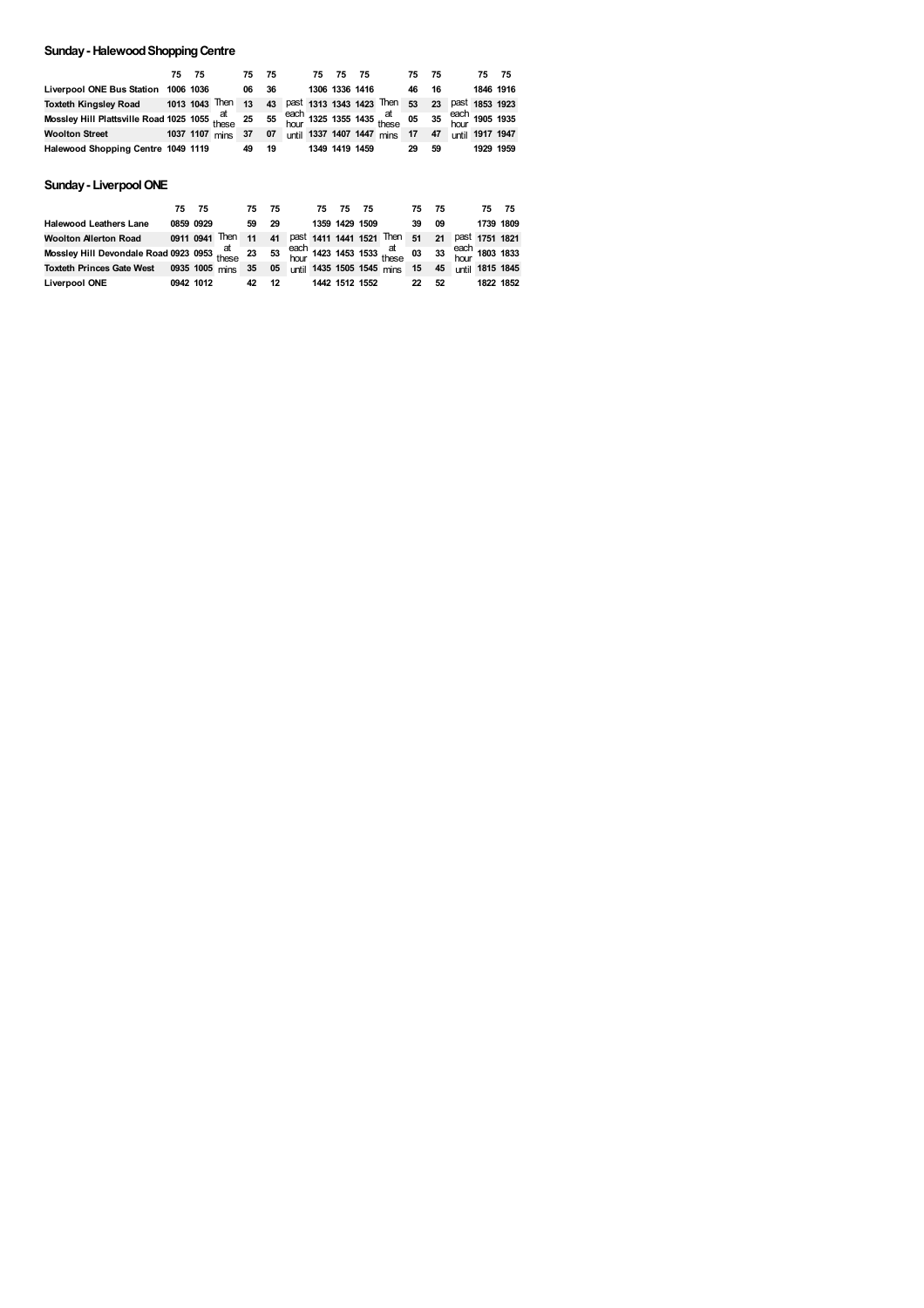## Sunday - Halewood Shopping Centre

| | 75 | 75 | | 75 | 75 | | 75 | 75 | 75 | | 75 | 75 | | 75 | 75 |
|---|---|---|---|---|---|---|---|---|---|---|---|---|---|---|---|
| **Liverpool ONE Bus Station** | 1006 | 1036 | | 06 | 36 | | 1306 | 1336 | 1416 | | 46 | 16 | | 1846 | 1916 |
| **Toxteth Kingsley Road** | 1013 | 1043 | Then | 13 | 43 | past | 1313 | 1343 | 1423 | Then | 53 | 23 | past | 1853 | 1923 |
| **Mossley Hill Plattsville Road** | 1025 | 1055 | at these | 25 | 55 | each hour | 1325 | 1355 | 1435 | at these | 05 | 35 | each hour | 1905 | 1935 |
| **Woolton Street** | 1037 | 1107 | mins | 37 | 07 | until | 1337 | 1407 | 1447 | mins | 17 | 47 | until | 1917 | 1947 |
| **Halewood Shopping Centre** | 1049 | 1119 | | 49 | 19 | | 1349 | 1419 | 1459 | | 29 | 59 | | 1929 | 1959 |

## Sunday - Liverpool ONE

| | 75 | 75 | | 75 | 75 | | 75 | 75 | 75 | | 75 | 75 | | 75 | 75 |
|---|---|---|---|---|---|---|---|---|---|---|---|---|---|---|---|
| **Halewood Leathers Lane** | 0859 | 0929 | | 59 | 29 | | 1359 | 1429 | 1509 | | 39 | 09 | | 1739 | 1809 |
| **Woolton Allerton Road** | 0911 | 0941 | Then | 11 | 41 | past | 1411 | 1441 | 1521 | Then | 51 | 21 | past | 1751 | 1821 |
| **Mossley Hill Devondale Road** | 0923 | 0953 | at these | 23 | 53 | each hour | 1423 | 1453 | 1533 | at these | 03 | 33 | each hour | 1803 | 1833 |
| **Toxteth Princes Gate West** | 0935 | 1005 | mins | 35 | 05 | until | 1435 | 1505 | 1545 | mins | 15 | 45 | until | 1815 | 1845 |
| **Liverpool ONE** | 0942 | 1012 | | 42 | 12 | | 1442 | 1512 | 1552 | | 22 | 52 | | 1822 | 1852 |